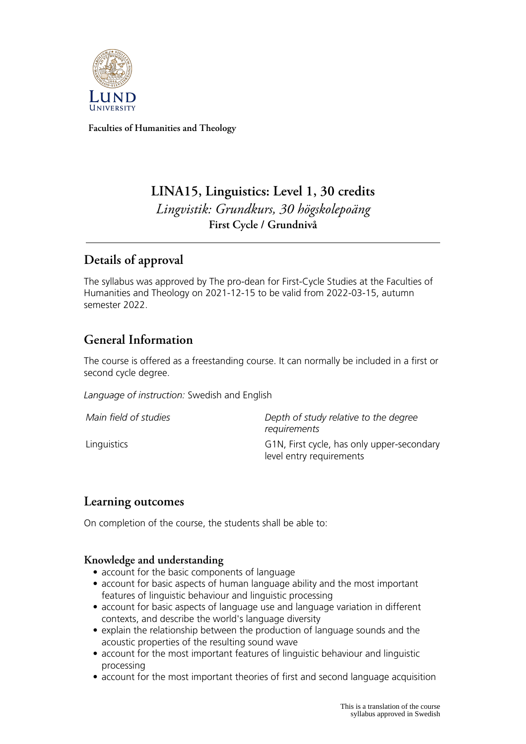**Faculties of Humanities and Theology**

# LINA15, Linguistics: Level 1, 30 credits

*Lingvistik: Grundkurs, 30 högskolepoäng*

**First Cycle / Grundnivå**

## Details of approval

The syllabus was approved by The pro-dean for First-Cycle Studies at the Faculties of Humanities and Theology on 2021-12-15 to be valid from 2022-03-15, autumn semester 2022.

## General Information

The course is offered as a freestanding course. It can normally be included in a first or second cycle degree.

*Language of instruction:* Swedish and English

| *Main field of studies* | *Depth of study relative to the degree requirements* |
|---|---|
| Linguistics | G1N, First cycle, has only upper-secondary level entry requirements |

## Learning outcomes

On completion of the course, the students shall be able to:

### Knowledge and understanding

- account for the basic components of language
- account for basic aspects of human language ability and the most important features of linguistic behaviour and linguistic processing
- account for basic aspects of language use and language variation in different contexts, and describe the world's language diversity
- explain the relationship between the production of language sounds and the acoustic properties of the resulting sound wave
- account for the most important features of linguistic behaviour and linguistic processing
- account for the most important theories of first and second language acquisition

This is a translation of the course syllabus approved in Swedish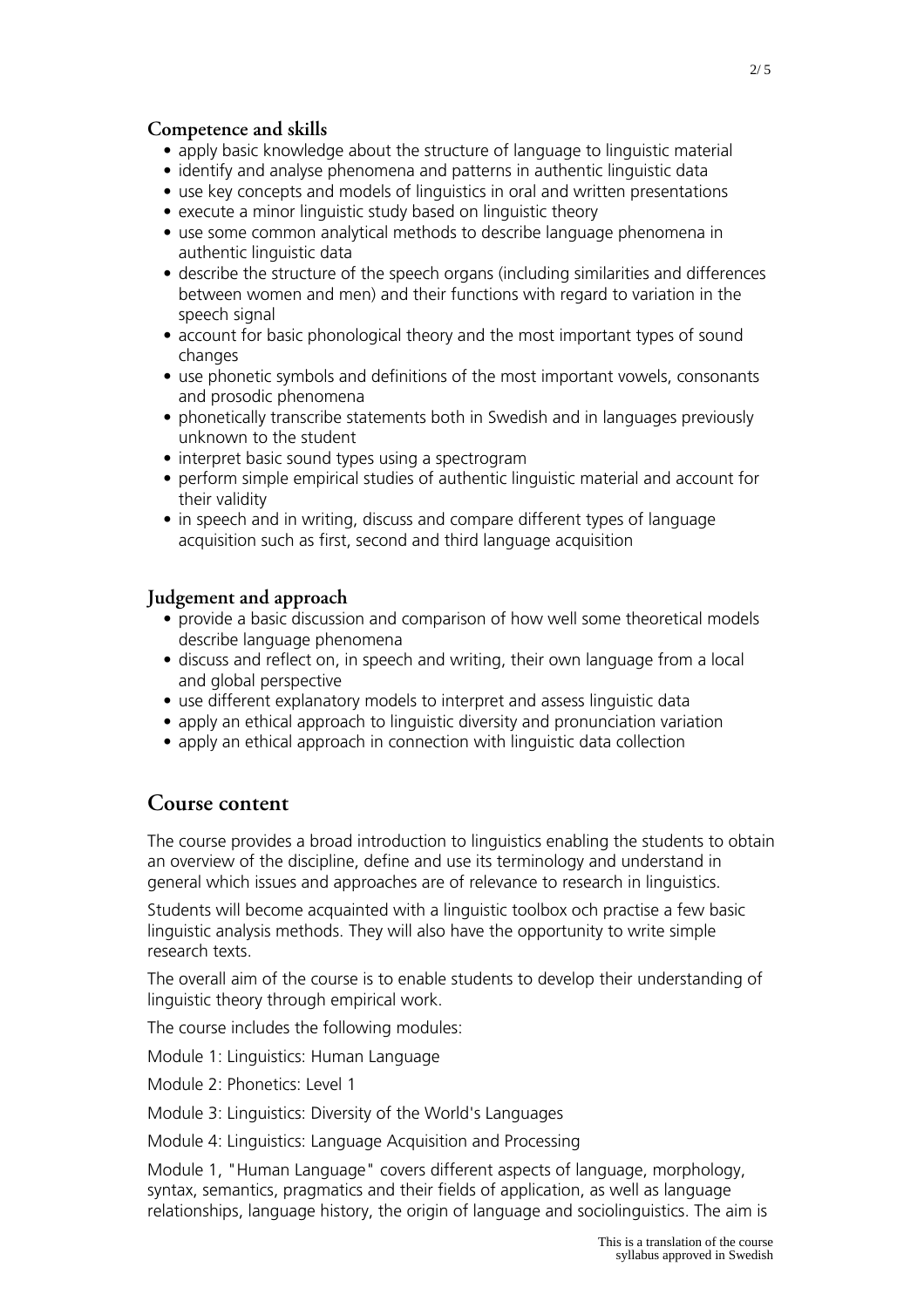### Competence and skills

- apply basic knowledge about the structure of language to linguistic material
- identify and analyse phenomena and patterns in authentic linguistic data
- use key concepts and models of linguistics in oral and written presentations
- execute a minor linguistic study based on linguistic theory
- use some common analytical methods to describe language phenomena in authentic linguistic data
- describe the structure of the speech organs (including similarities and differences between women and men) and their functions with regard to variation in the speech signal
- account for basic phonological theory and the most important types of sound changes
- use phonetic symbols and definitions of the most important vowels, consonants and prosodic phenomena
- phonetically transcribe statements both in Swedish and in languages previously unknown to the student
- interpret basic sound types using a spectrogram
- perform simple empirical studies of authentic linguistic material and account for their validity
- in speech and in writing, discuss and compare different types of language acquisition such as first, second and third language acquisition

### Judgement and approach

- provide a basic discussion and comparison of how well some theoretical models describe language phenomena
- discuss and reflect on, in speech and writing, their own language from a local and global perspective
- use different explanatory models to interpret and assess linguistic data
- apply an ethical approach to linguistic diversity and pronunciation variation
- apply an ethical approach in connection with linguistic data collection

## Course content

The course provides a broad introduction to linguistics enabling the students to obtain an overview of the discipline, define and use its terminology and understand in general which issues and approaches are of relevance to research in linguistics.

Students will become acquainted with a linguistic toolbox och practise a few basic linguistic analysis methods. They will also have the opportunity to write simple research texts.

The overall aim of the course is to enable students to develop their understanding of linguistic theory through empirical work.

The course includes the following modules:

Module 1: Linguistics: Human Language

Module 2: Phonetics: Level 1

Module 3: Linguistics: Diversity of the World's Languages

Module 4: Linguistics: Language Acquisition and Processing

Module 1, "Human Language" covers different aspects of language, morphology, syntax, semantics, pragmatics and their fields of application, as well as language relationships, language history, the origin of language and sociolinguistics. The aim is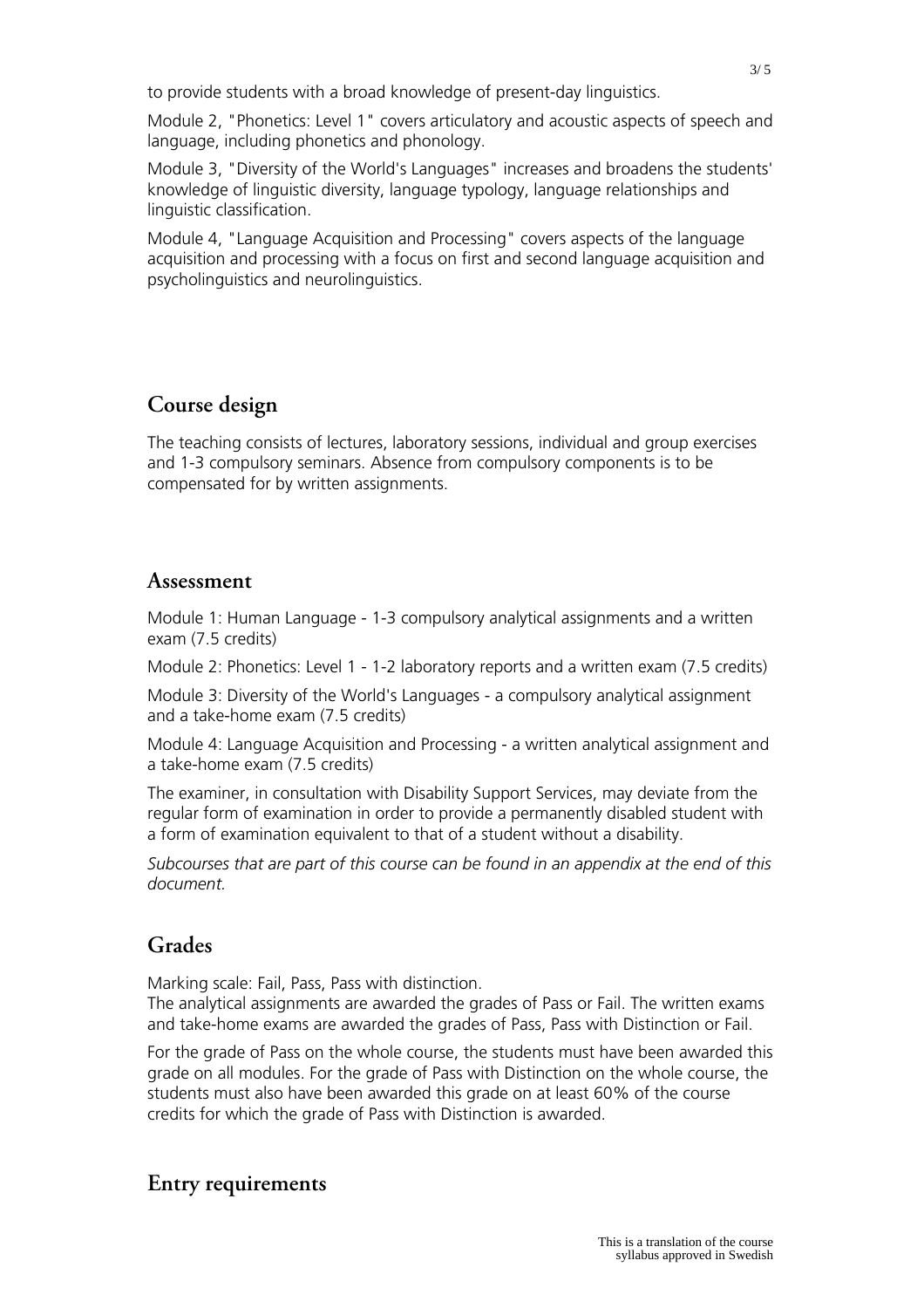to provide students with a broad knowledge of present-day linguistics.

Module 2, "Phonetics: Level 1" covers articulatory and acoustic aspects of speech and language, including phonetics and phonology.

Module 3, "Diversity of the World's Languages" increases and broadens the students' knowledge of linguistic diversity, language typology, language relationships and linguistic classification.

Module 4, "Language Acquisition and Processing" covers aspects of the language acquisition and processing with a focus on first and second language acquisition and psycholinguistics and neurolinguistics.

## Course design

The teaching consists of lectures, laboratory sessions, individual and group exercises and 1-3 compulsory seminars. Absence from compulsory components is to be compensated for by written assignments.

## Assessment

Module 1: Human Language - 1-3 compulsory analytical assignments and a written exam (7.5 credits)

Module 2: Phonetics: Level 1 - 1-2 laboratory reports and a written exam (7.5 credits)

Module 3: Diversity of the World's Languages - a compulsory analytical assignment and a take-home exam (7.5 credits)

Module 4: Language Acquisition and Processing - a written analytical assignment and a take-home exam (7.5 credits)

The examiner, in consultation with Disability Support Services, may deviate from the regular form of examination in order to provide a permanently disabled student with a form of examination equivalent to that of a student without a disability.

*Subcourses that are part of this course can be found in an appendix at the end of this document.*

## Grades

Marking scale: Fail, Pass, Pass with distinction.
The analytical assignments are awarded the grades of Pass or Fail. The written exams and take-home exams are awarded the grades of Pass, Pass with Distinction or Fail.

For the grade of Pass on the whole course, the students must have been awarded this grade on all modules. For the grade of Pass with Distinction on the whole course, the students must also have been awarded this grade on at least 60% of the course credits for which the grade of Pass with Distinction is awarded.

## Entry requirements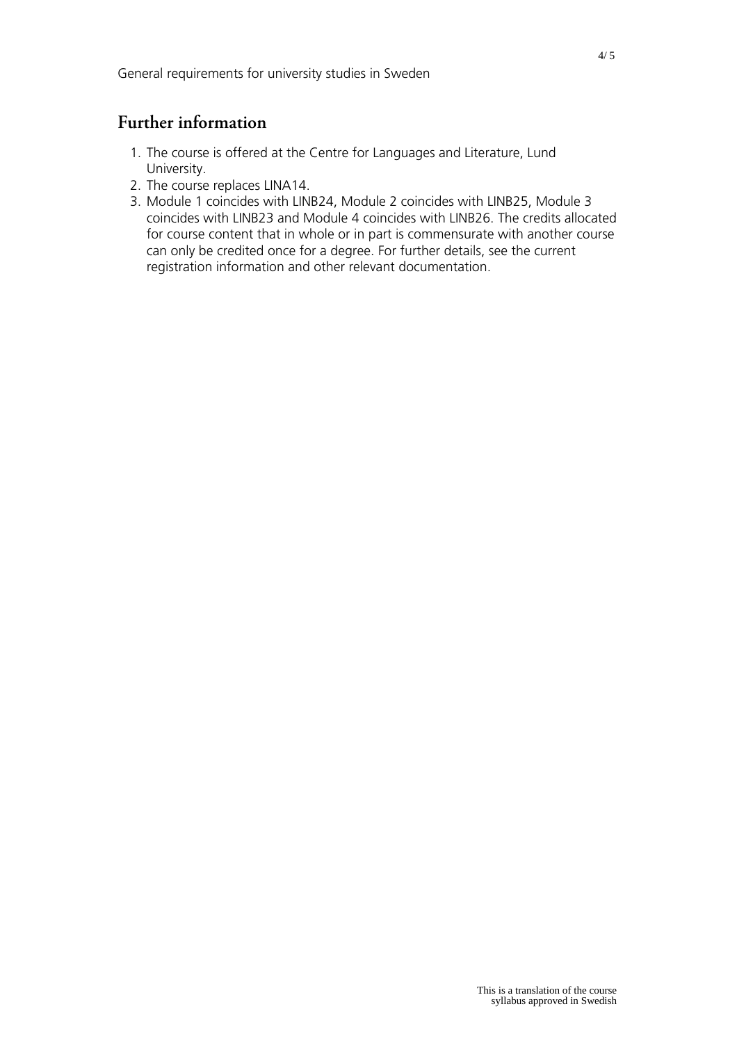General requirements for university studies in Sweden

## Further information

1. The course is offered at the Centre for Languages and Literature, Lund University.
2. The course replaces LINA14.
3. Module 1 coincides with LINB24, Module 2 coincides with LINB25, Module 3 coincides with LINB23 and Module 4 coincides with LINB26. The credits allocated for course content that in whole or in part is commensurate with another course can only be credited once for a degree. For further details, see the current registration information and other relevant documentation.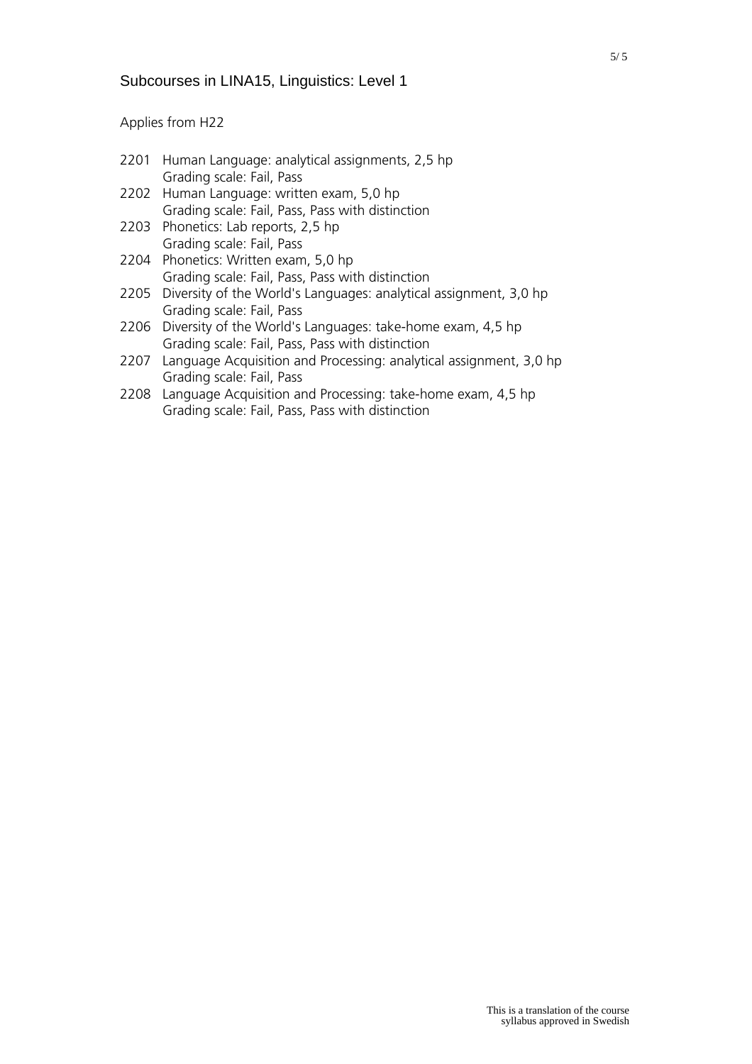## Subcourses in LINA15, Linguistics: Level 1

Applies from H22

2201 Human Language: analytical assignments, 2,5 hp
Grading scale: Fail, Pass

2202 Human Language: written exam, 5,0 hp
Grading scale: Fail, Pass, Pass with distinction

2203 Phonetics: Lab reports, 2,5 hp
Grading scale: Fail, Pass

2204 Phonetics: Written exam, 5,0 hp
Grading scale: Fail, Pass, Pass with distinction

2205 Diversity of the World's Languages: analytical assignment, 3,0 hp
Grading scale: Fail, Pass

2206 Diversity of the World's Languages: take-home exam, 4,5 hp
Grading scale: Fail, Pass, Pass with distinction

2207 Language Acquisition and Processing: analytical assignment, 3,0 hp
Grading scale: Fail, Pass

2208 Language Acquisition and Processing: take-home exam, 4,5 hp
Grading scale: Fail, Pass, Pass with distinction

This is a translation of the course syllabus approved in Swedish